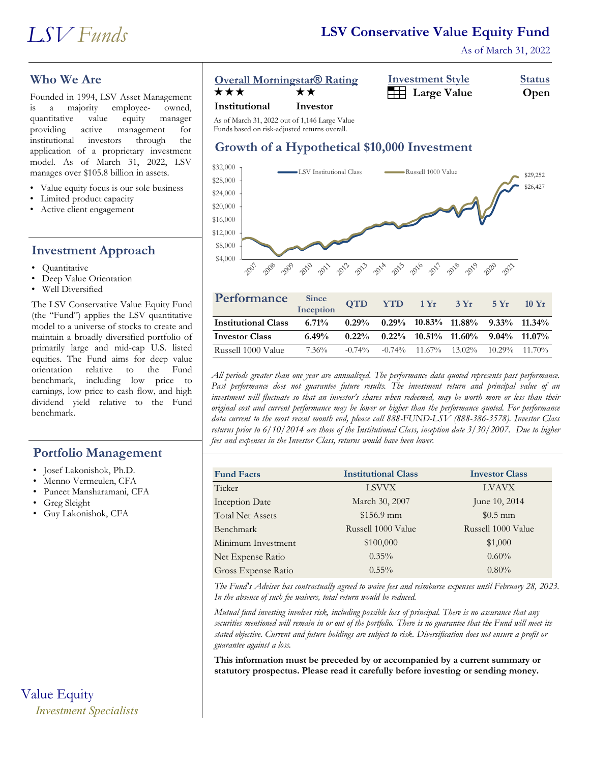# LSV Funds

## LSV Conservative Value Equity Fund

As of March 31, 2022

## Who We Are

Founded in 1994, LSV Asset Management is a majority employee-owned, quantitative value equity manager providing active management for institutional investors through the application of a proprietary investment model. As of March 31, 2022, LSV manages over $105.8 billion in assets.

- Value equity focus is our sole business
- Limited product capacity
- Active client engagement

## Investment Approach

- Quantitative
- Deep Value Orientation
- Well Diversified

The LSV Conservative Value Equity Fund (the "Fund") applies the LSV quantitative model to a universe of stocks to create and maintain a broadly diversified portfolio of primarily large and mid-cap U.S. listed equities. The Fund aims for deep value orientation relative to the Fund benchmark, including low price to earnings, low price to cash flow, and high dividend yield relative to the Fund benchmark.

## Portfolio Management

- Josef Lakonishok, Ph.D.
- Menno Vermeulen, CFA
- Puneet Mansharamani, CFA
- Greg Sleight
- Guy Lakonishok, CFA

Value Equity
*Investment Specialists*

**Overall Morningstar® Rating**

★★★ **Institutional** ★★ **Investor**

As of March 31, 2022 out of 1,146 Large Value Funds based on risk-adjusted returns overall.

**Investment Style:** Large Value

**Status:** Open

## Growth of a Hypothetical $10,000 Investment

LSV Institutional Class: $26,427
Russell 1000 Value: $29,252

| Performance | Since Inception | QTD | YTD | 1 Yr | 3 Yr | 5 Yr | 10 Yr |
|---|---|---|---|---|---|---|---|
| **Institutional Class** | **6.71%** | **0.29%** | **0.29%** | **10.83%** | **11.88%** | **9.33%** | **11.34%** |
| **Investor Class** | **6.49%** | **0.22%** | **0.22%** | **10.51%** | **11.60%** | **9.04%** | **11.07%** |
| Russell 1000 Value | 7.36% | -0.74% | -0.74% | 11.67% | 13.02% | 10.29% | 11.70% |

*All periods greater than one year are annualized. The performance data quoted represents past performance. Past performance does not guarantee future results. The investment return and principal value of an investment will fluctuate so that an investor's shares when redeemed, may be worth more or less than their original cost and current performance may be lower or higher than the performance quoted. For performance data current to the most recent month end, please call 888-FUND-LSV (888-386-3578). Investor Class returns prior to 6/10/2014 are those of the Institutional Class, inception date 3/30/2007. Due to higher fees and expenses in the Investor Class, returns would have been lower.*

| Fund Facts | Institutional Class | Investor Class |
|---|---|---|
| Ticker | LSVVX | LVAVX |
| Inception Date | March 30, 2007 | June 10, 2014 |
| Total Net Assets | $156.9 mm | $0.5 mm |
| Benchmark | Russell 1000 Value | Russell 1000 Value |
| Minimum Investment | $100,000 | $1,000 |
| Net Expense Ratio | 0.35% | 0.60% |
| Gross Expense Ratio | 0.55% | 0.80% |

*The Fund's Adviser has contractually agreed to waive fees and reimburse expenses until February 28, 2023. In the absence of such fee waivers, total return would be reduced.*

*Mutual fund investing involves risk, including possible loss of principal. There is no assurance that any securities mentioned will remain in or out of the portfolio. There is no guarantee that the Fund will meet its stated objective. Current and future holdings are subject to risk. Diversification does not ensure a profit or guarantee against a loss.*

**This information must be preceded by or accompanied by a current summary or statutory prospectus. Please read it carefully before investing or sending money.**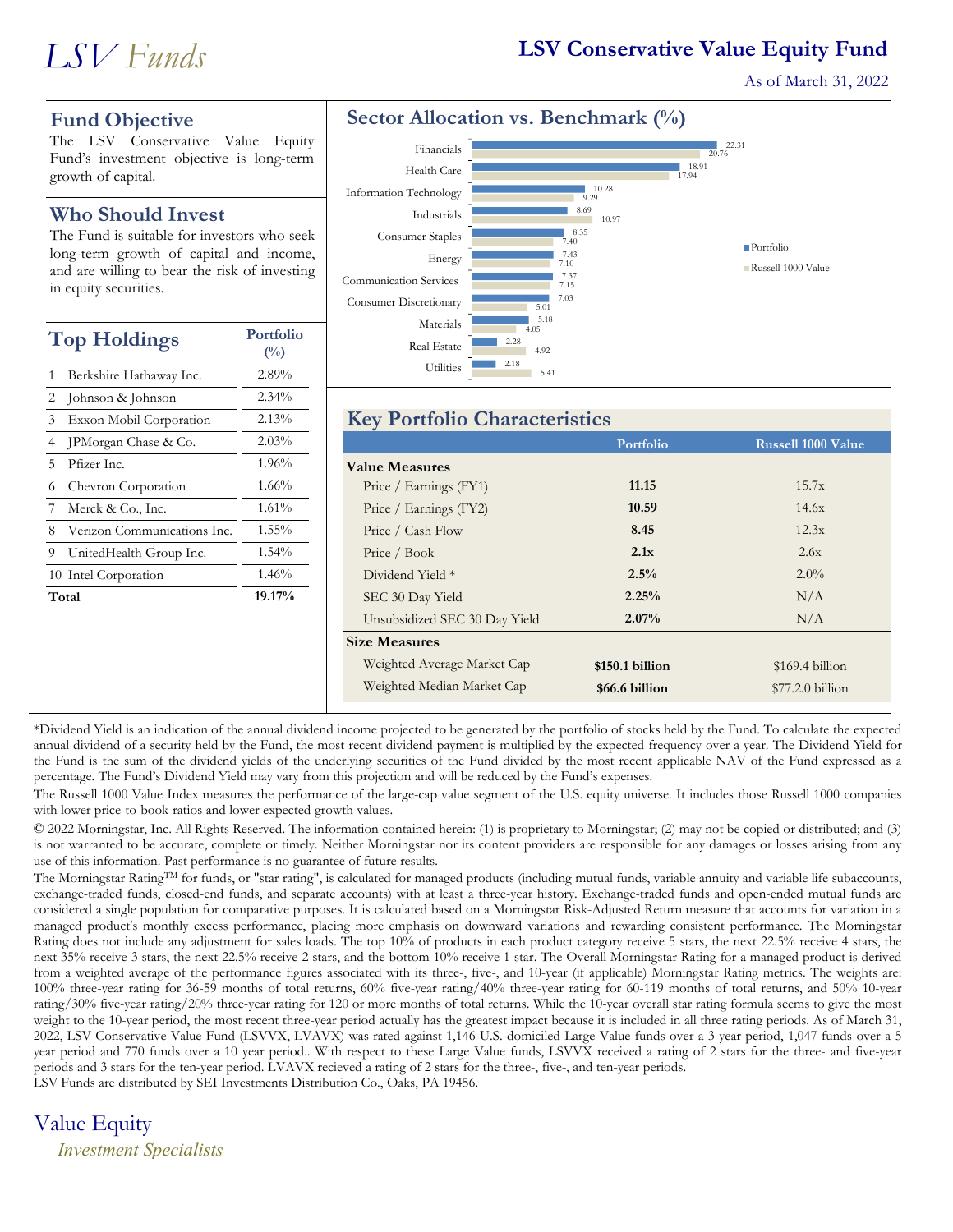# LSV Funds

## LSV Conservative Value Equity Fund

As of March 31, 2022

### Fund Objective

The LSV Conservative Value Equity Fund's investment objective is long-term growth of capital.

### Who Should Invest

The Fund is suitable for investors who seek long-term growth of capital and income, and are willing to bear the risk of investing in equity securities.

### Top Holdings

| | | Portfolio (%) |
|---|---|---|
| 1 | Berkshire Hathaway Inc. | 2.89% |
| 2 | Johnson & Johnson | 2.34% |
| 3 | Exxon Mobil Corporation | 2.13% |
| 4 | JPMorgan Chase & Co. | 2.03% |
| 5 | Pfizer Inc. | 1.96% |
| 6 | Chevron Corporation | 1.66% |
| 7 | Merck & Co., Inc. | 1.61% |
| 8 | Verizon Communications Inc. | 1.55% |
| 9 | UnitedHealth Group Inc. | 1.54% |
| 10 | Intel Corporation | 1.46% |
| **Total** | | **19.17%** |

### Sector Allocation vs. Benchmark (%)

Portfolio
Russell 1000 Value

Financials 22.31 20.76
Health Care 18.91 17.94
Information Technology 10.28 9.29
Industrials 8.69 10.97
Consumer Staples 8.35 7.40
Energy 7.43 7.10
Communication Services 7.37 7.15
Consumer Discretionary 7.03 5.01
Materials 5.18 4.05
Real Estate 2.28 4.92
Utilities 2.18 5.41

### Key Portfolio Characteristics

| | Portfolio | Russell 1000 Value |
|---|---|---|
| **Value Measures** | | |
| Price / Earnings (FY1) | **11.15** | 15.7x |
| Price / Earnings (FY2) | **10.59** | 14.6x |
| Price / Cash Flow | **8.45** | 12.3x |
| Price / Book | **2.1x** | 2.6x |
| Dividend Yield * | **2.5%** | 2.0% |
| SEC 30 Day Yield | **2.25%** | N/A |
| Unsubsidized SEC 30 Day Yield | **2.07%** | N/A |
| **Size Measures** | | |
| Weighted Average Market Cap | **$150.1 billion** | $169.4 billion |
| Weighted Median Market Cap | **$66.6 billion** | $77.2.0 billion |

*Dividend Yield is an indication of the annual dividend income projected to be generated by the portfolio of stocks held by the Fund. To calculate the expected annual dividend of a security held by the Fund, the most recent dividend payment is multiplied by the expected frequency over a year. The Dividend Yield for the Fund is the sum of the dividend yields of the underlying securities of the Fund divided by the most recent applicable NAV of the Fund expressed as a percentage. The Fund's Dividend Yield may vary from this projection and will be reduced by the Fund's expenses.

The Russell 1000 Value Index measures the performance of the large-cap value segment of the U.S. equity universe. It includes those Russell 1000 companies with lower price-to-book ratios and lower expected growth values.

© 2022 Morningstar, Inc. All Rights Reserved. The information contained herein: (1) is proprietary to Morningstar; (2) may not be copied or distributed; and (3) is not warranted to be accurate, complete or timely. Neither Morningstar nor its content providers are responsible for any damages or losses arising from any use of this information. Past performance is no guarantee of future results.

The Morningstar Rating™ for funds, or "star rating", is calculated for managed products (including mutual funds, variable annuity and variable life subaccounts, exchange-traded funds, closed-end funds, and separate accounts) with at least a three-year history. Exchange-traded funds and open-ended mutual funds are considered a single population for comparative purposes. It is calculated based on a Morningstar Risk-Adjusted Return measure that accounts for variation in a managed product's monthly excess performance, placing more emphasis on downward variations and rewarding consistent performance. The Morningstar Rating does not include any adjustment for sales loads. The top 10% of products in each product category receive 5 stars, the next 22.5% receive 4 stars, the next 35% receive 3 stars, the next 22.5% receive 2 stars, and the bottom 10% receive 1 star. The Overall Morningstar Rating for a managed product is derived from a weighted average of the performance figures associated with its three-, five-, and 10-year (if applicable) Morningstar Rating metrics. The weights are: 100% three-year rating for 36-59 months of total returns, 60% five-year rating/40% three-year rating for 60-119 months of total returns, and 50% 10-year rating/30% five-year rating/20% three-year rating for 120 or more months of total returns. While the 10-year overall star rating formula seems to give the most weight to the 10-year period, the most recent three-year period actually has the greatest impact because it is included in all three rating periods. As of March 31, 2022, LSV Conservative Value Fund (LSVVX, LVAVX) was rated against 1,146 U.S.-domiciled Large Value funds over a 3 year period, 1,047 funds over a 5 year period and 770 funds over a 10 year period.. With respect to these Large Value funds, LSVVX received a rating of 2 stars for the three- and five-year periods and 3 stars for the ten-year period. LVAVX recieved a rating of 2 stars for the three-, five-, and ten-year periods.

LSV Funds are distributed by SEI Investments Distribution Co., Oaks, PA 19456.

Value Equity

*Investment Specialists*